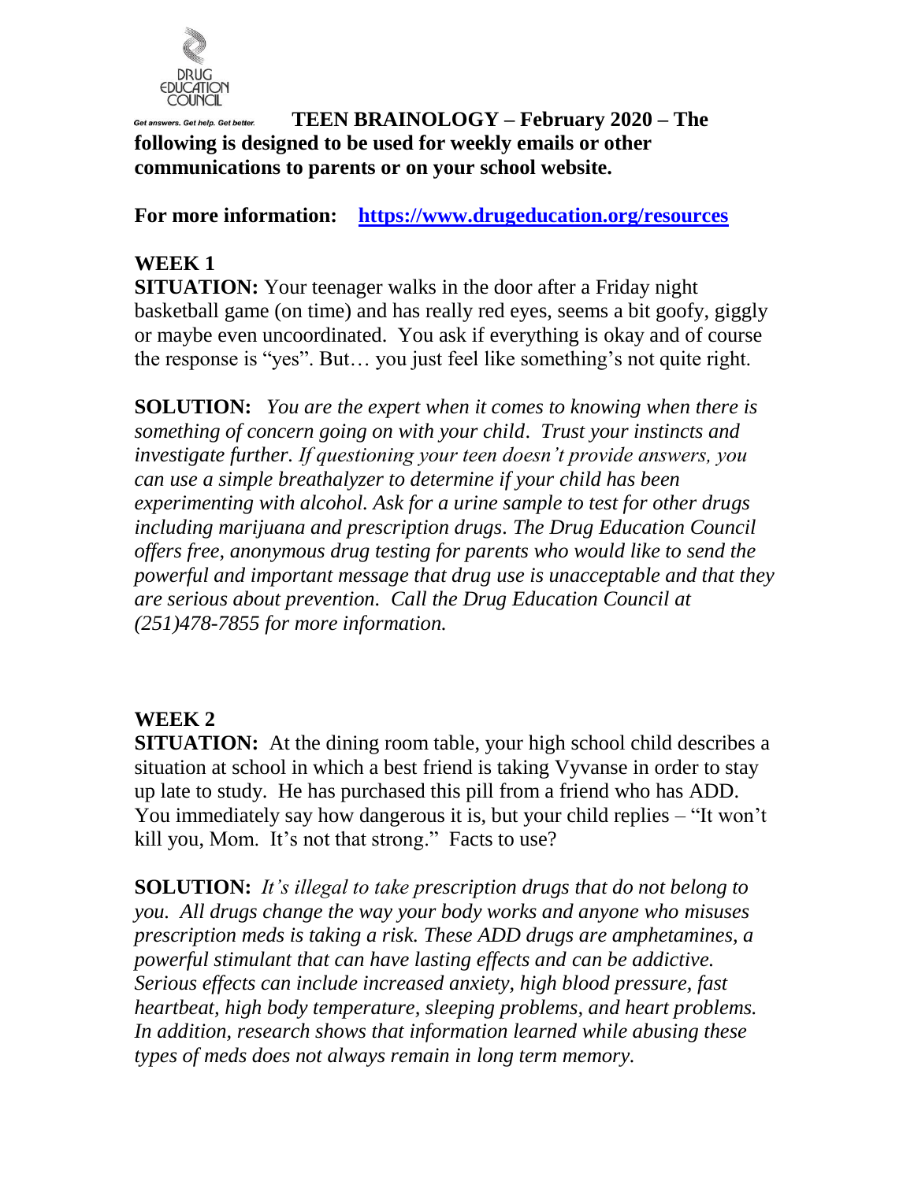DRUG EDUCATION COUNCIL

*Get answers. Get help. Get better.*

**TEEN BRAINOLOGY – February 2020 – The following is designed to be used for weekly emails or other communications to parents or on your school website.**

**For more information:** [https://www.drugeducation.org/resources](https://www.drugeducation.org/resources)

## WEEK 1

**SITUATION:** Your teenager walks in the door after a Friday night basketball game (on time) and has really red eyes, seems a bit goofy, giggly or maybe even uncoordinated. You ask if everything is okay and of course the response is "yes". But… you just feel like something's not quite right.

**SOLUTION:** *You are the expert when it comes to knowing when there is something of concern going on with your child. Trust your instincts and investigate further. If questioning your teen doesn't provide answers, you can use a simple breathalyzer to determine if your child has been experimenting with alcohol. Ask for a urine sample to test for other drugs including marijuana and prescription drugs. The Drug Education Council offers free, anonymous drug testing for parents who would like to send the powerful and important message that drug use is unacceptable and that they are serious about prevention. Call the Drug Education Council at (251)478-7855 for more information.*

## WEEK 2

**SITUATION:** At the dining room table, your high school child describes a situation at school in which a best friend is taking Vyvanse in order to stay up late to study. He has purchased this pill from a friend who has ADD. You immediately say how dangerous it is, but your child replies – "It won't kill you, Mom. It's not that strong." Facts to use?

**SOLUTION:** *It's illegal to take prescription drugs that do not belong to you. All drugs change the way your body works and anyone who misuses prescription meds is taking a risk. These ADD drugs are amphetamines, a powerful stimulant that can have lasting effects and can be addictive. Serious effects can include increased anxiety, high blood pressure, fast heartbeat, high body temperature, sleeping problems, and heart problems. In addition, research shows that information learned while abusing these types of meds does not always remain in long term memory.*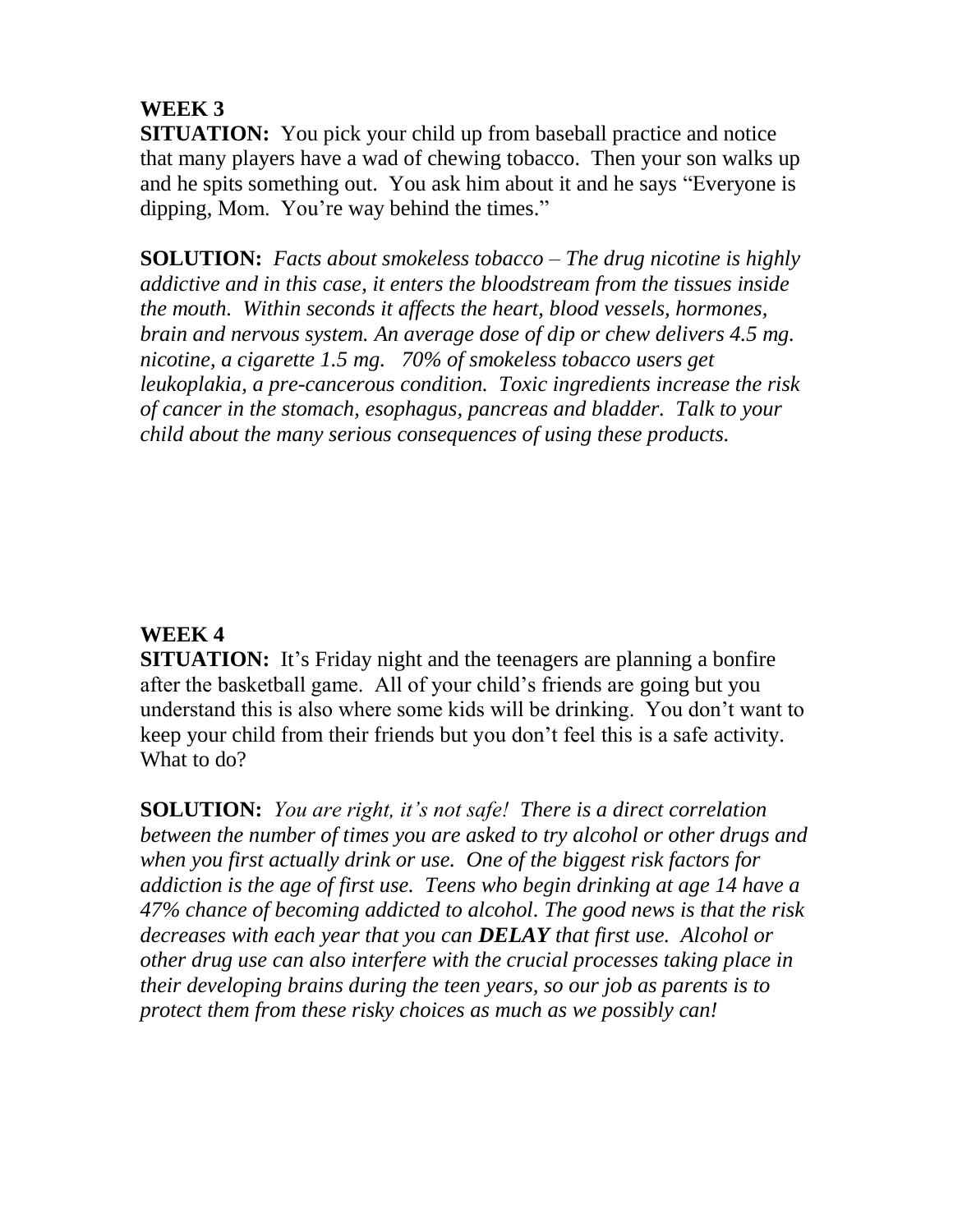## WEEK 3

**SITUATION:** You pick your child up from baseball practice and notice that many players have a wad of chewing tobacco. Then your son walks up and he spits something out. You ask him about it and he says "Everyone is dipping, Mom. You're way behind the times."

**SOLUTION:** *Facts about smokeless tobacco – The drug nicotine is highly addictive and in this case, it enters the bloodstream from the tissues inside the mouth. Within seconds it affects the heart, blood vessels, hormones, brain and nervous system. An average dose of dip or chew delivers 4.5 mg. nicotine, a cigarette 1.5 mg. 70% of smokeless tobacco users get leukoplakia, a pre-cancerous condition. Toxic ingredients increase the risk of cancer in the stomach, esophagus, pancreas and bladder. Talk to your child about the many serious consequences of using these products.*

## WEEK 4

**SITUATION:** It's Friday night and the teenagers are planning a bonfire after the basketball game. All of your child's friends are going but you understand this is also where some kids will be drinking. You don't want to keep your child from their friends but you don't feel this is a safe activity. What to do?

**SOLUTION:** *You are right, it's not safe! There is a direct correlation between the number of times you are asked to try alcohol or other drugs and when you first actually drink or use. One of the biggest risk factors for addiction is the age of first use. Teens who begin drinking at age 14 have a 47% chance of becoming addicted to alcohol. The good news is that the risk decreases with each year that you can **DELAY** that first use. Alcohol or other drug use can also interfere with the crucial processes taking place in their developing brains during the teen years, so our job as parents is to protect them from these risky choices as much as we possibly can!*